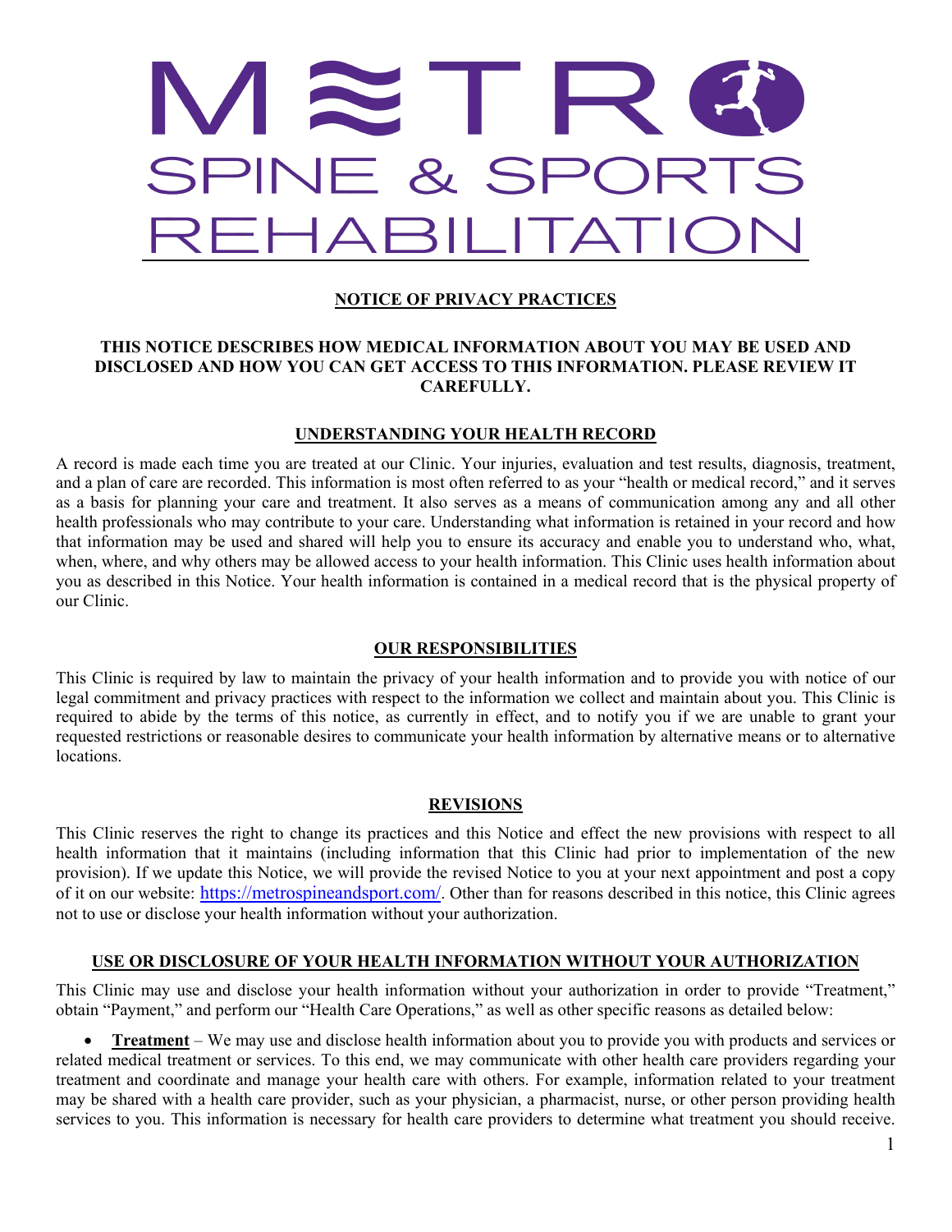# METRO SPINE & SPORTS REHABILITATION

## NOTICE OF PRIVACY PRACTICES

**THIS NOTICE DESCRIBES HOW MEDICAL INFORMATION ABOUT YOU MAY BE USED AND DISCLOSED AND HOW YOU CAN GET ACCESS TO THIS INFORMATION. PLEASE REVIEW IT CAREFULLY.**

### UNDERSTANDING YOUR HEALTH RECORD

A record is made each time you are treated at our Clinic. Your injuries, evaluation and test results, diagnosis, treatment, and a plan of care are recorded. This information is most often referred to as your "health or medical record," and it serves as a basis for planning your care and treatment. It also serves as a means of communication among any and all other health professionals who may contribute to your care. Understanding what information is retained in your record and how that information may be used and shared will help you to ensure its accuracy and enable you to understand who, what, when, where, and why others may be allowed access to your health information. This Clinic uses health information about you as described in this Notice. Your health information is contained in a medical record that is the physical property of our Clinic.

### OUR RESPONSIBILITIES

This Clinic is required by law to maintain the privacy of your health information and to provide you with notice of our legal commitment and privacy practices with respect to the information we collect and maintain about you. This Clinic is required to abide by the terms of this notice, as currently in effect, and to notify you if we are unable to grant your requested restrictions or reasonable desires to communicate your health information by alternative means or to alternative locations.

### REVISIONS

This Clinic reserves the right to change its practices and this Notice and effect the new provisions with respect to all health information that it maintains (including information that this Clinic had prior to implementation of the new provision). If we update this Notice, we will provide the revised Notice to you at your next appointment and post a copy of it on our website: https://metrospineandsport.com/. Other than for reasons described in this notice, this Clinic agrees not to use or disclose your health information without your authorization.

### USE OR DISCLOSURE OF YOUR HEALTH INFORMATION WITHOUT YOUR AUTHORIZATION

This Clinic may use and disclose your health information without your authorization in order to provide "Treatment," obtain "Payment," and perform our "Health Care Operations," as well as other specific reasons as detailed below:

- **Treatment** – We may use and disclose health information about you to provide you with products and services or related medical treatment or services. To this end, we may communicate with other health care providers regarding your treatment and coordinate and manage your health care with others. For example, information related to your treatment may be shared with a health care provider, such as your physician, a pharmacist, nurse, or other person providing health services to you. This information is necessary for health care providers to determine what treatment you should receive.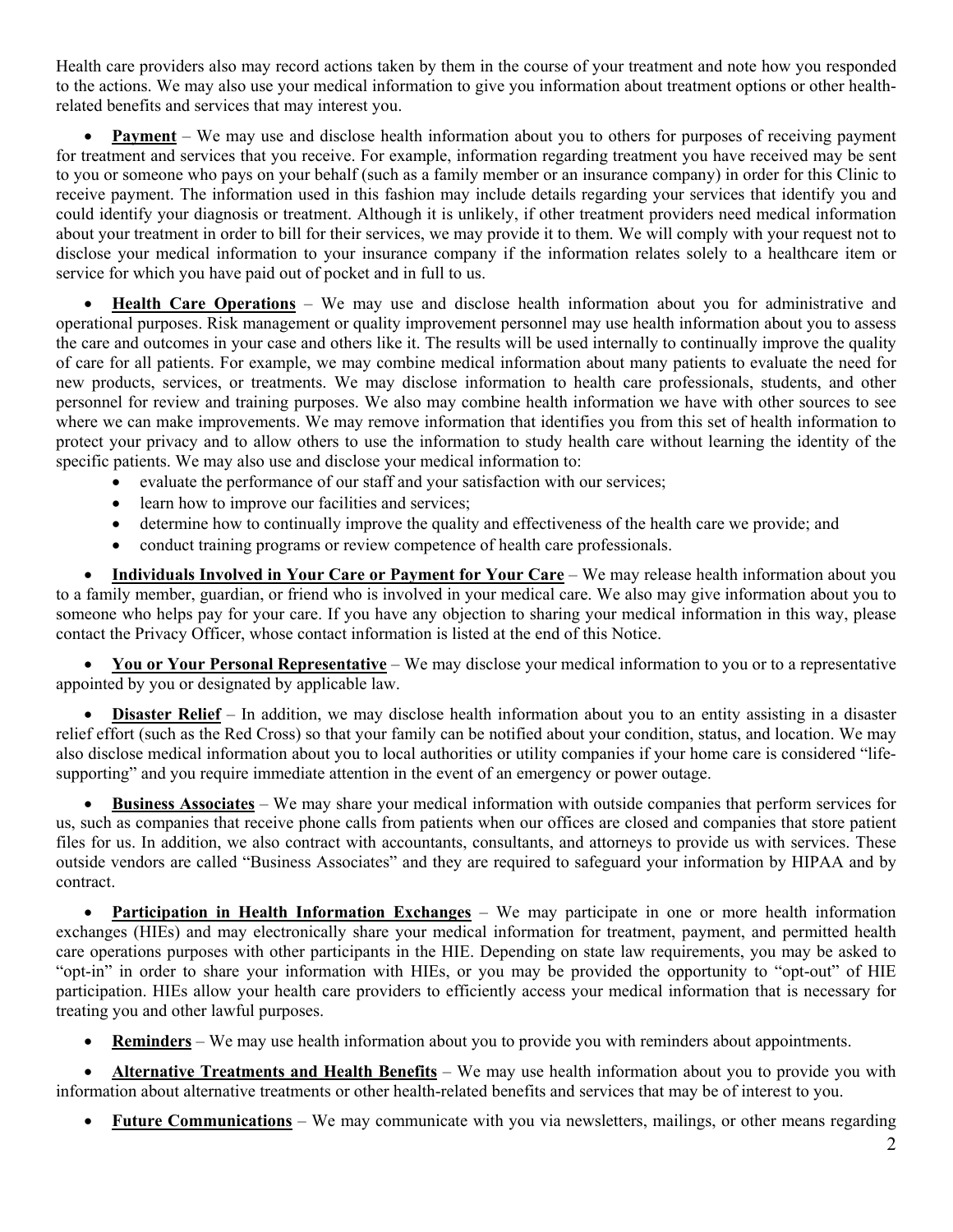Health care providers also may record actions taken by them in the course of your treatment and note how you responded to the actions. We may also use your medical information to give you information about treatment options or other health-related benefits and services that may interest you.

- **<u>Payment</u>** – We may use and disclose health information about you to others for purposes of receiving payment for treatment and services that you receive. For example, information regarding treatment you have received may be sent to you or someone who pays on your behalf (such as a family member or an insurance company) in order for this Clinic to receive payment. The information used in this fashion may include details regarding your services that identify you and could identify your diagnosis or treatment. Although it is unlikely, if other treatment providers need medical information about your treatment in order to bill for their services, we may provide it to them. We will comply with your request not to disclose your medical information to your insurance company if the information relates solely to a healthcare item or service for which you have paid out of pocket and in full to us.

- **<u>Health Care Operations</u>** – We may use and disclose health information about you for administrative and operational purposes. Risk management or quality improvement personnel may use health information about you to assess the care and outcomes in your case and others like it. The results will be used internally to continually improve the quality of care for all patients. For example, we may combine medical information about many patients to evaluate the need for new products, services, or treatments. We may disclose information to health care professionals, students, and other personnel for review and training purposes. We also may combine health information we have with other sources to see where we can make improvements. We may remove information that identifies you from this set of health information to protect your privacy and to allow others to use the information to study health care without learning the identity of the specific patients. We may also use and disclose your medical information to:
  - evaluate the performance of our staff and your satisfaction with our services;
  - learn how to improve our facilities and services;
  - determine how to continually improve the quality and effectiveness of the health care we provide; and
  - conduct training programs or review competence of health care professionals.

- **<u>Individuals Involved in Your Care or Payment for Your Care</u>** – We may release health information about you to a family member, guardian, or friend who is involved in your medical care. We also may give information about you to someone who helps pay for your care. If you have any objection to sharing your medical information in this way, please contact the Privacy Officer, whose contact information is listed at the end of this Notice.

- **<u>You or Your Personal Representative</u>** – We may disclose your medical information to you or to a representative appointed by you or designated by applicable law.

- **<u>Disaster Relief</u>** – In addition, we may disclose health information about you to an entity assisting in a disaster relief effort (such as the Red Cross) so that your family can be notified about your condition, status, and location. We may also disclose medical information about you to local authorities or utility companies if your home care is considered "life-supporting" and you require immediate attention in the event of an emergency or power outage.

- **<u>Business Associates</u>** – We may share your medical information with outside companies that perform services for us, such as companies that receive phone calls from patients when our offices are closed and companies that store patient files for us. In addition, we also contract with accountants, consultants, and attorneys to provide us with services. These outside vendors are called "Business Associates" and they are required to safeguard your information by HIPAA and by contract.

- **<u>Participation in Health Information Exchanges</u>** – We may participate in one or more health information exchanges (HIEs) and may electronically share your medical information for treatment, payment, and permitted health care operations purposes with other participants in the HIE. Depending on state law requirements, you may be asked to "opt-in" in order to share your information with HIEs, or you may be provided the opportunity to "opt-out" of HIE participation. HIEs allow your health care providers to efficiently access your medical information that is necessary for treating you and other lawful purposes.

- **<u>Reminders</u>** – We may use health information about you to provide you with reminders about appointments.

- **<u>Alternative Treatments and Health Benefits</u>** – We may use health information about you to provide you with information about alternative treatments or other health-related benefits and services that may be of interest to you.

- **<u>Future Communications</u>** – We may communicate with you via newsletters, mailings, or other means regarding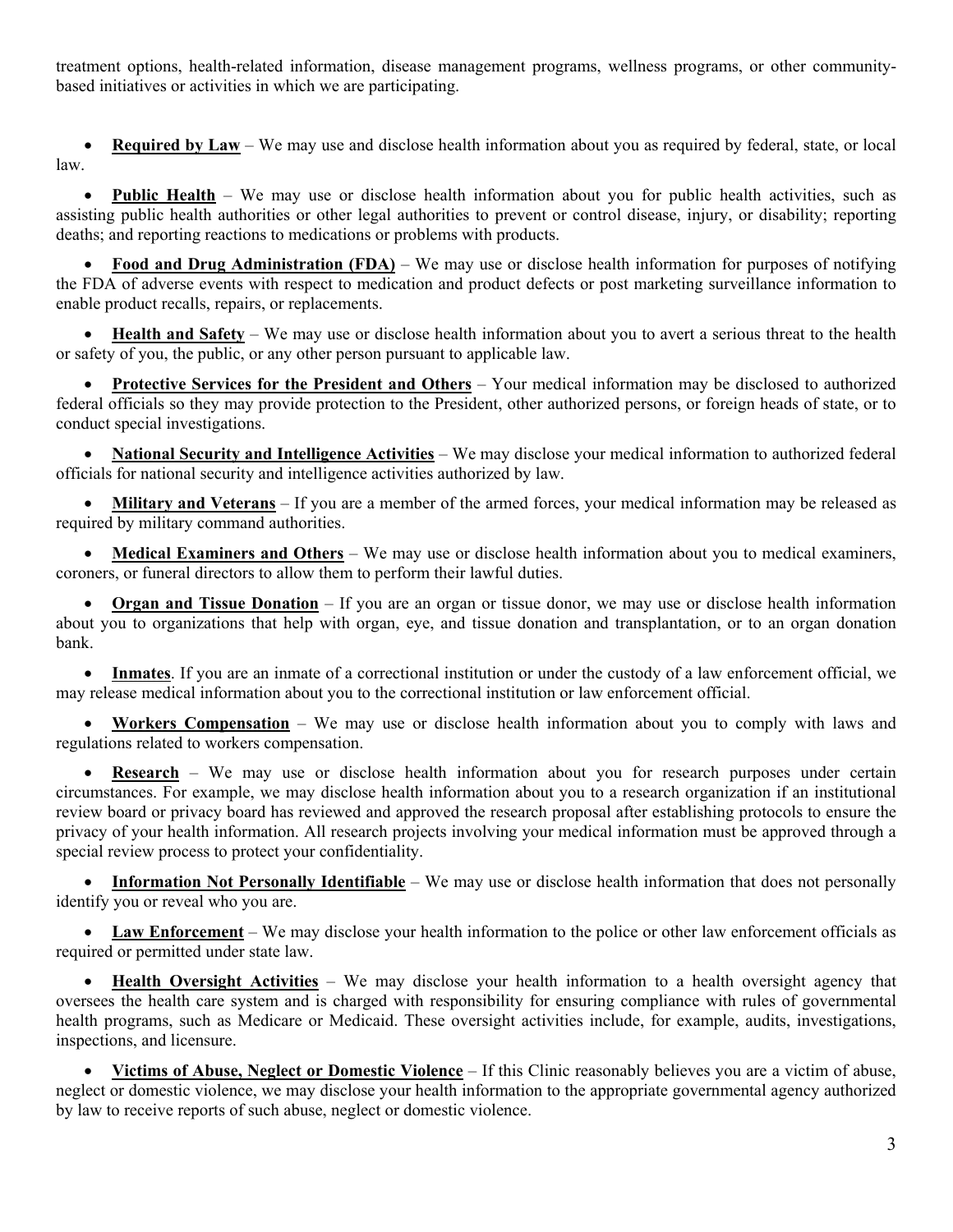treatment options, health-related information, disease management programs, wellness programs, or other community-based initiatives or activities in which we are participating.

- **Required by Law** – We may use and disclose health information about you as required by federal, state, or local law.

- **Public Health** – We may use or disclose health information about you for public health activities, such as assisting public health authorities or other legal authorities to prevent or control disease, injury, or disability; reporting deaths; and reporting reactions to medications or problems with products.

- **Food and Drug Administration (FDA)** – We may use or disclose health information for purposes of notifying the FDA of adverse events with respect to medication and product defects or post marketing surveillance information to enable product recalls, repairs, or replacements.

- **Health and Safety** – We may use or disclose health information about you to avert a serious threat to the health or safety of you, the public, or any other person pursuant to applicable law.

- **Protective Services for the President and Others** – Your medical information may be disclosed to authorized federal officials so they may provide protection to the President, other authorized persons, or foreign heads of state, or to conduct special investigations.

- **National Security and Intelligence Activities** – We may disclose your medical information to authorized federal officials for national security and intelligence activities authorized by law.

- **Military and Veterans** – If you are a member of the armed forces, your medical information may be released as required by military command authorities.

- **Medical Examiners and Others** – We may use or disclose health information about you to medical examiners, coroners, or funeral directors to allow them to perform their lawful duties.

- **Organ and Tissue Donation** – If you are an organ or tissue donor, we may use or disclose health information about you to organizations that help with organ, eye, and tissue donation and transplantation, or to an organ donation bank.

- **Inmates**. If you are an inmate of a correctional institution or under the custody of a law enforcement official, we may release medical information about you to the correctional institution or law enforcement official.

- **Workers Compensation** – We may use or disclose health information about you to comply with laws and regulations related to workers compensation.

- **Research** – We may use or disclose health information about you for research purposes under certain circumstances. For example, we may disclose health information about you to a research organization if an institutional review board or privacy board has reviewed and approved the research proposal after establishing protocols to ensure the privacy of your health information. All research projects involving your medical information must be approved through a special review process to protect your confidentiality.

- **Information Not Personally Identifiable** – We may use or disclose health information that does not personally identify you or reveal who you are.

- **Law Enforcement** – We may disclose your health information to the police or other law enforcement officials as required or permitted under state law.

- **Health Oversight Activities** – We may disclose your health information to a health oversight agency that oversees the health care system and is charged with responsibility for ensuring compliance with rules of governmental health programs, such as Medicare or Medicaid. These oversight activities include, for example, audits, investigations, inspections, and licensure.

- **Victims of Abuse, Neglect or Domestic Violence** – If this Clinic reasonably believes you are a victim of abuse, neglect or domestic violence, we may disclose your health information to the appropriate governmental agency authorized by law to receive reports of such abuse, neglect or domestic violence.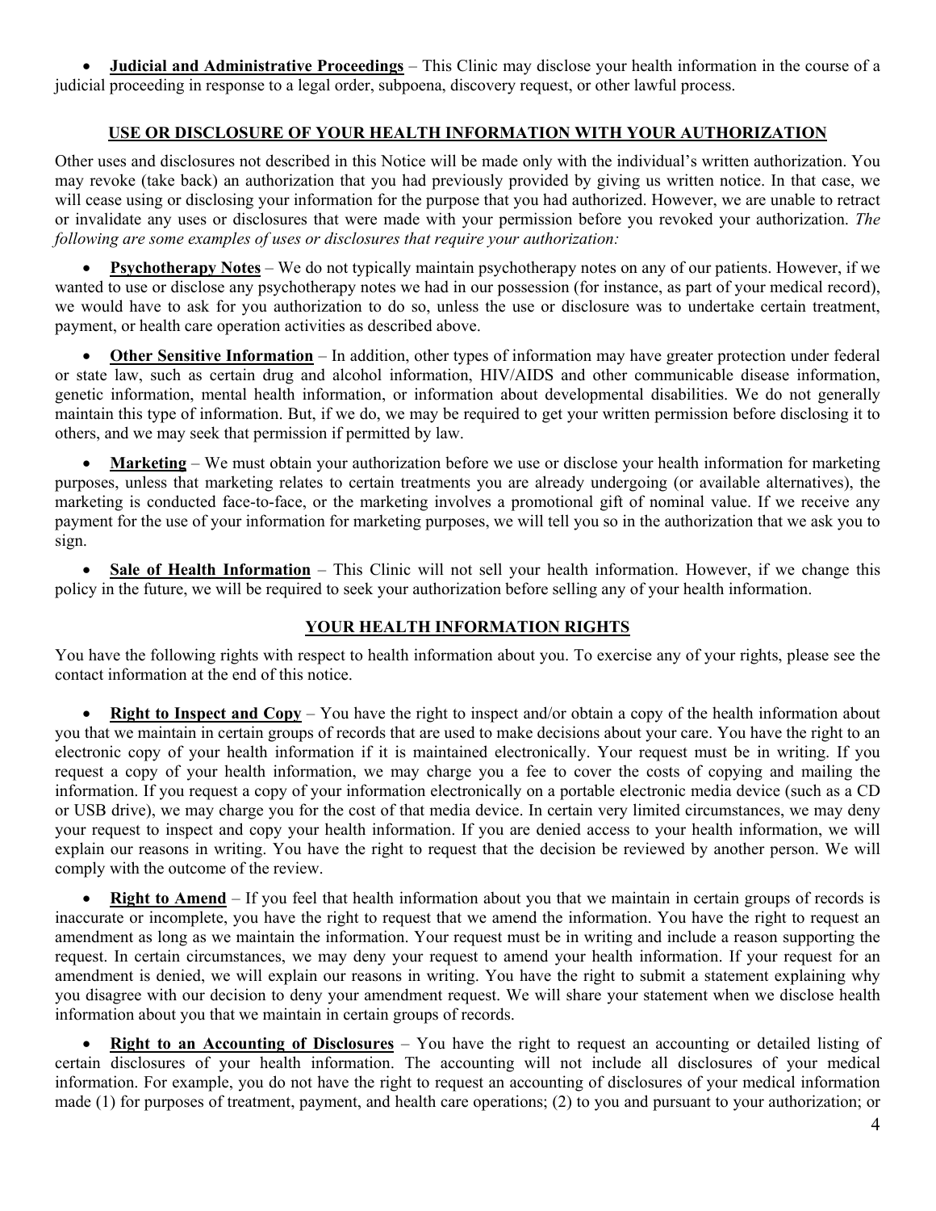- **Judicial and Administrative Proceedings** – This Clinic may disclose your health information in the course of a judicial proceeding in response to a legal order, subpoena, discovery request, or other lawful process.

## USE OR DISCLOSURE OF YOUR HEALTH INFORMATION WITH YOUR AUTHORIZATION

Other uses and disclosures not described in this Notice will be made only with the individual's written authorization. You may revoke (take back) an authorization that you had previously provided by giving us written notice. In that case, we will cease using or disclosing your information for the purpose that you had authorized. However, we are unable to retract or invalidate any uses or disclosures that were made with your permission before you revoked your authorization. *The following are some examples of uses or disclosures that require your authorization:*

- **Psychotherapy Notes** – We do not typically maintain psychotherapy notes on any of our patients. However, if we wanted to use or disclose any psychotherapy notes we had in our possession (for instance, as part of your medical record), we would have to ask for you authorization to do so, unless the use or disclosure was to undertake certain treatment, payment, or health care operation activities as described above.

- **Other Sensitive Information** – In addition, other types of information may have greater protection under federal or state law, such as certain drug and alcohol information, HIV/AIDS and other communicable disease information, genetic information, mental health information, or information about developmental disabilities. We do not generally maintain this type of information. But, if we do, we may be required to get your written permission before disclosing it to others, and we may seek that permission if permitted by law.

- **Marketing** – We must obtain your authorization before we use or disclose your health information for marketing purposes, unless that marketing relates to certain treatments you are already undergoing (or available alternatives), the marketing is conducted face-to-face, or the marketing involves a promotional gift of nominal value. If we receive any payment for the use of your information for marketing purposes, we will tell you so in the authorization that we ask you to sign.

- **Sale of Health Information** – This Clinic will not sell your health information. However, if we change this policy in the future, we will be required to seek your authorization before selling any of your health information.

## YOUR HEALTH INFORMATION RIGHTS

You have the following rights with respect to health information about you. To exercise any of your rights, please see the contact information at the end of this notice.

- **Right to Inspect and Copy** – You have the right to inspect and/or obtain a copy of the health information about you that we maintain in certain groups of records that are used to make decisions about your care. You have the right to an electronic copy of your health information if it is maintained electronically. Your request must be in writing. If you request a copy of your health information, we may charge you a fee to cover the costs of copying and mailing the information. If you request a copy of your information electronically on a portable electronic media device (such as a CD or USB drive), we may charge you for the cost of that media device. In certain very limited circumstances, we may deny your request to inspect and copy your health information. If you are denied access to your health information, we will explain our reasons in writing. You have the right to request that the decision be reviewed by another person. We will comply with the outcome of the review.

- **Right to Amend** – If you feel that health information about you that we maintain in certain groups of records is inaccurate or incomplete, you have the right to request that we amend the information. You have the right to request an amendment as long as we maintain the information. Your request must be in writing and include a reason supporting the request. In certain circumstances, we may deny your request to amend your health information. If your request for an amendment is denied, we will explain our reasons in writing. You have the right to submit a statement explaining why you disagree with our decision to deny your amendment request. We will share your statement when we disclose health information about you that we maintain in certain groups of records.

- **Right to an Accounting of Disclosures** – You have the right to request an accounting or detailed listing of certain disclosures of your health information. The accounting will not include all disclosures of your medical information. For example, you do not have the right to request an accounting of disclosures of your medical information made (1) for purposes of treatment, payment, and health care operations; (2) to you and pursuant to your authorization; or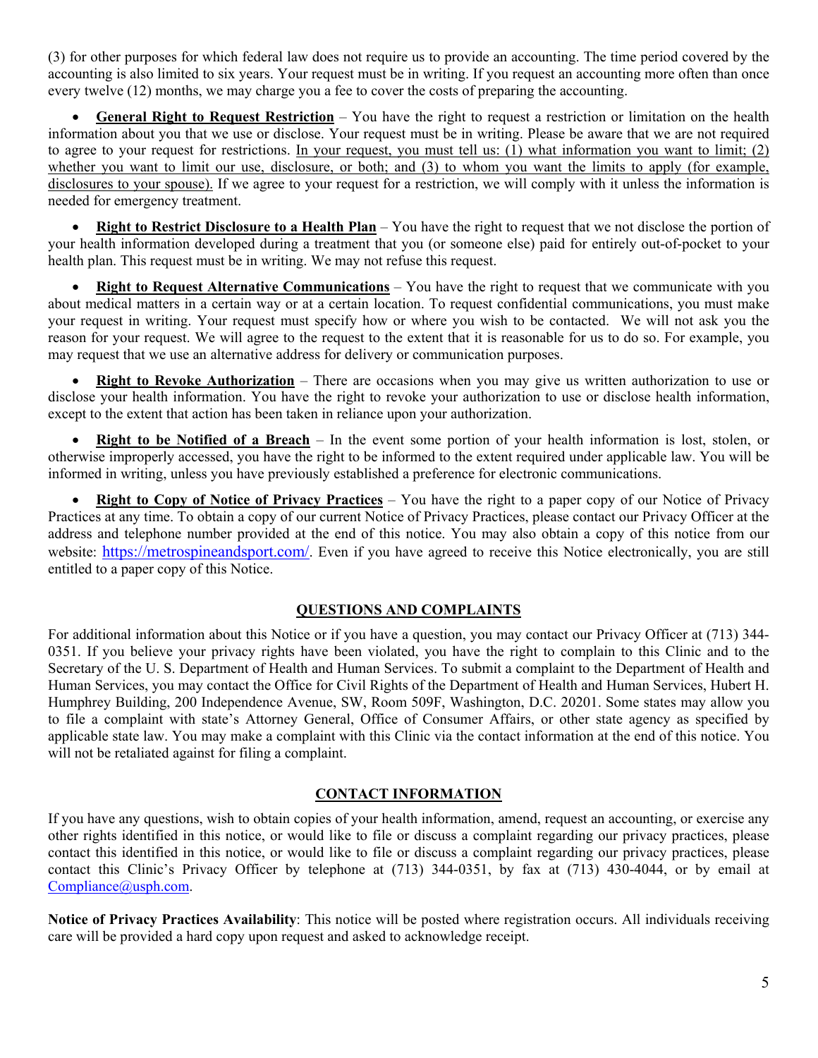(3) for other purposes for which federal law does not require us to provide an accounting. The time period covered by the accounting is also limited to six years. Your request must be in writing. If you request an accounting more often than once every twelve (12) months, we may charge you a fee to cover the costs of preparing the accounting.

- **General Right to Request Restriction** – You have the right to request a restriction or limitation on the health information about you that we use or disclose. Your request must be in writing. Please be aware that we are not required to agree to your request for restrictions. In your request, you must tell us: (1) what information you want to limit; (2) whether you want to limit our use, disclosure, or both; and (3) to whom you want the limits to apply (for example, disclosures to your spouse). If we agree to your request for a restriction, we will comply with it unless the information is needed for emergency treatment.

- **Right to Restrict Disclosure to a Health Plan** – You have the right to request that we not disclose the portion of your health information developed during a treatment that you (or someone else) paid for entirely out-of-pocket to your health plan. This request must be in writing. We may not refuse this request.

- **Right to Request Alternative Communications** – You have the right to request that we communicate with you about medical matters in a certain way or at a certain location. To request confidential communications, you must make your request in writing. Your request must specify how or where you wish to be contacted. We will not ask you the reason for your request. We will agree to the request to the extent that it is reasonable for us to do so. For example, you may request that we use an alternative address for delivery or communication purposes.

- **Right to Revoke Authorization** – There are occasions when you may give us written authorization to use or disclose your health information. You have the right to revoke your authorization to use or disclose health information, except to the extent that action has been taken in reliance upon your authorization.

- **Right to be Notified of a Breach** – In the event some portion of your health information is lost, stolen, or otherwise improperly accessed, you have the right to be informed to the extent required under applicable law. You will be informed in writing, unless you have previously established a preference for electronic communications.

- **Right to Copy of Notice of Privacy Practices** – You have the right to a paper copy of our Notice of Privacy Practices at any time. To obtain a copy of our current Notice of Privacy Practices, please contact our Privacy Officer at the address and telephone number provided at the end of this notice. You may also obtain a copy of this notice from our website: https://metrospineandsport.com/. Even if you have agreed to receive this Notice electronically, you are still entitled to a paper copy of this Notice.

## QUESTIONS AND COMPLAINTS

For additional information about this Notice or if you have a question, you may contact our Privacy Officer at (713) 344-0351. If you believe your privacy rights have been violated, you have the right to complain to this Clinic and to the Secretary of the U. S. Department of Health and Human Services. To submit a complaint to the Department of Health and Human Services, you may contact the Office for Civil Rights of the Department of Health and Human Services, Hubert H. Humphrey Building, 200 Independence Avenue, SW, Room 509F, Washington, D.C. 20201. Some states may allow you to file a complaint with state's Attorney General, Office of Consumer Affairs, or other state agency as specified by applicable state law. You may make a complaint with this Clinic via the contact information at the end of this notice. You will not be retaliated against for filing a complaint.

## CONTACT INFORMATION

If you have any questions, wish to obtain copies of your health information, amend, request an accounting, or exercise any other rights identified in this notice, or would like to file or discuss a complaint regarding our privacy practices, please contact this identified in this notice, or would like to file or discuss a complaint regarding our privacy practices, please contact this Clinic's Privacy Officer by telephone at (713) 344-0351, by fax at (713) 430-4044, or by email at Compliance@usph.com.

**Notice of Privacy Practices Availability**: This notice will be posted where registration occurs. All individuals receiving care will be provided a hard copy upon request and asked to acknowledge receipt.